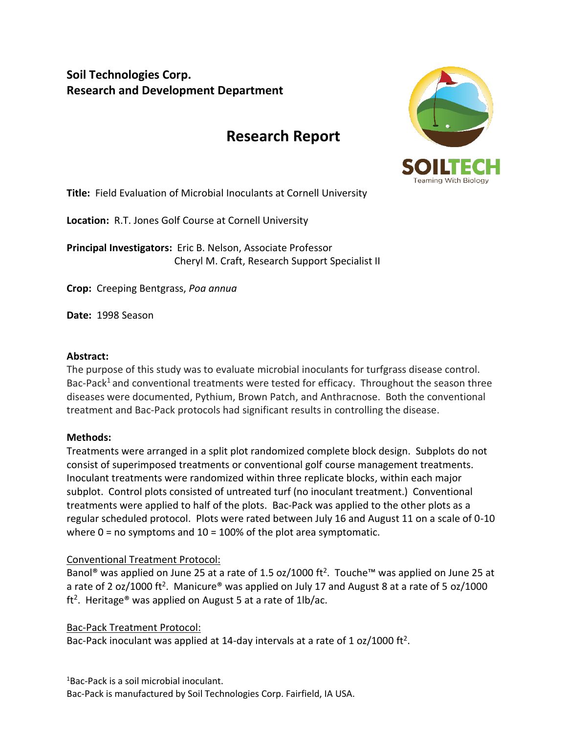**Soil Technologies Corp.**
**Research and Development Department**

# Research Report

**Title:** Field Evaluation of Microbial Inoculants at Cornell University

**Location:** R.T. Jones Golf Course at Cornell University

**Principal Investigators:** Eric B. Nelson, Associate Professor
Cheryl M. Craft, Research Support Specialist II

**Crop:** Creeping Bentgrass, *Poa annua*

**Date:** 1998 Season

**Abstract:**
The purpose of this study was to evaluate microbial inoculants for turfgrass disease control. Bac-Pack[1] and conventional treatments were tested for efficacy. Throughout the season three diseases were documented, Pythium, Brown Patch, and Anthracnose. Both the conventional treatment and Bac-Pack protocols had significant results in controlling the disease.

**Methods:**
Treatments were arranged in a split plot randomized complete block design. Subplots do not consist of superimposed treatments or conventional golf course management treatments. Inoculant treatments were randomized within three replicate blocks, within each major subplot. Control plots consisted of untreated turf (no inoculant treatment.) Conventional treatments were applied to half of the plots. Bac-Pack was applied to the other plots as a regular scheduled protocol. Plots were rated between July 16 and August 11 on a scale of 0-10 where 0 = no symptoms and 10 = 100% of the plot area symptomatic.

<u>Conventional Treatment Protocol:</u>
Banol® was applied on June 25 at a rate of 1.5 oz/1000 $ft^2$. Touche™ was applied on June 25 at a rate of 2 oz/1000 $ft^2$. Manicure® was applied on July 17 and August 8 at a rate of 5 oz/1000 $ft^2$. Heritage® was applied on August 5 at a rate of 1lb/ac.

<u>Bac-Pack Treatment Protocol:</u>
Bac-Pack inoculant was applied at 14-day intervals at a rate of 1 oz/1000 $ft^2$.

[1]Bac-Pack is a soil microbial inoculant.
Bac-Pack is manufactured by Soil Technologies Corp. Fairfield, IA USA.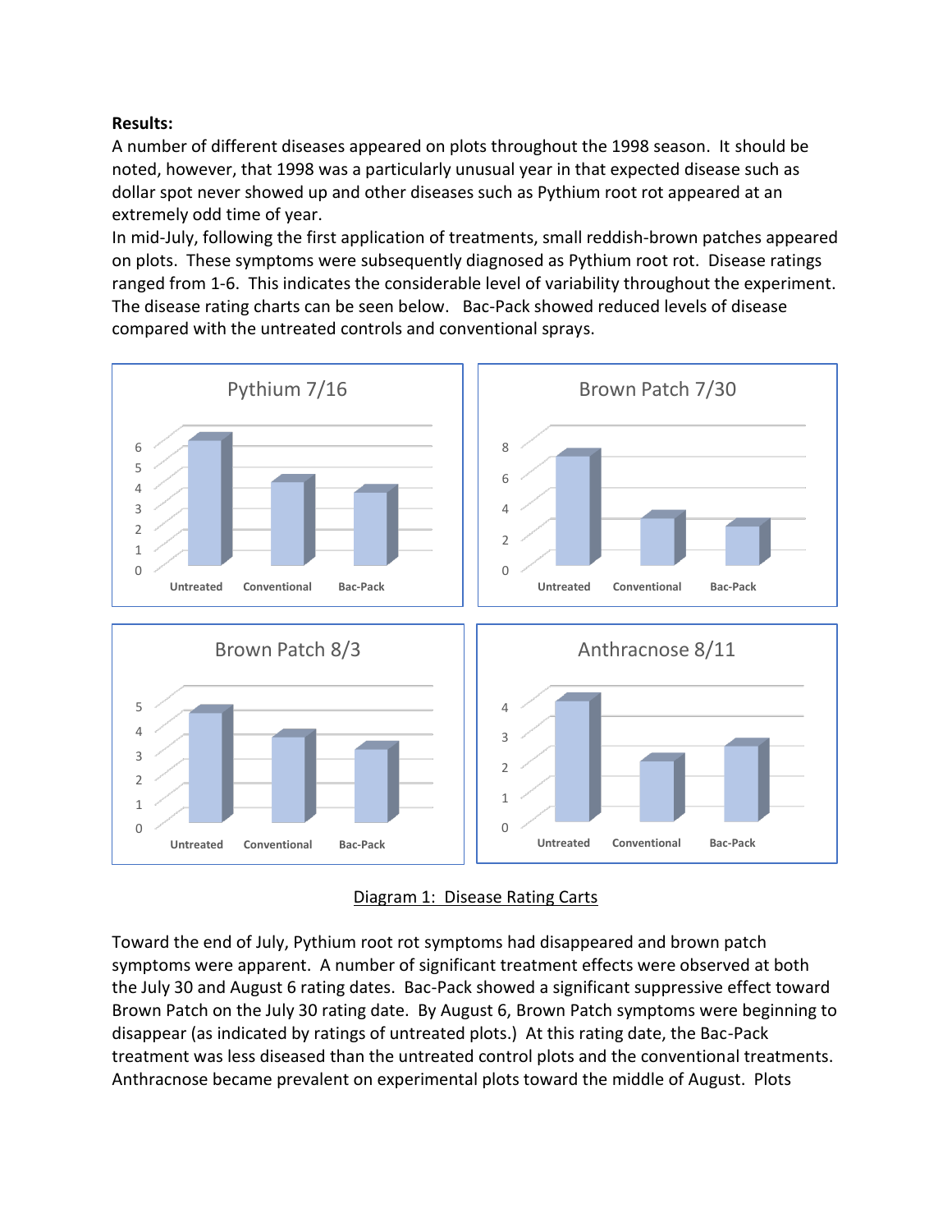**Results:**

A number of different diseases appeared on plots throughout the 1998 season. It should be noted, however, that 1998 was a particularly unusual year in that expected disease such as dollar spot never showed up and other diseases such as Pythium root rot appeared at an extremely odd time of year.

In mid-July, following the first application of treatments, small reddish-brown patches appeared on plots. These symptoms were subsequently diagnosed as Pythium root rot. Disease ratings ranged from 1-6. This indicates the considerable level of variability throughout the experiment. The disease rating charts can be seen below. Bac-Pack showed reduced levels of disease compared with the untreated controls and conventional sprays.

Diagram 1: Disease Rating Carts

Toward the end of July, Pythium root rot symptoms had disappeared and brown patch symptoms were apparent. A number of significant treatment effects were observed at both the July 30 and August 6 rating dates. Bac-Pack showed a significant suppressive effect toward Brown Patch on the July 30 rating date. By August 6, Brown Patch symptoms were beginning to disappear (as indicated by ratings of untreated plots.) At this rating date, the Bac-Pack treatment was less diseased than the untreated control plots and the conventional treatments. Anthracnose became prevalent on experimental plots toward the middle of August. Plots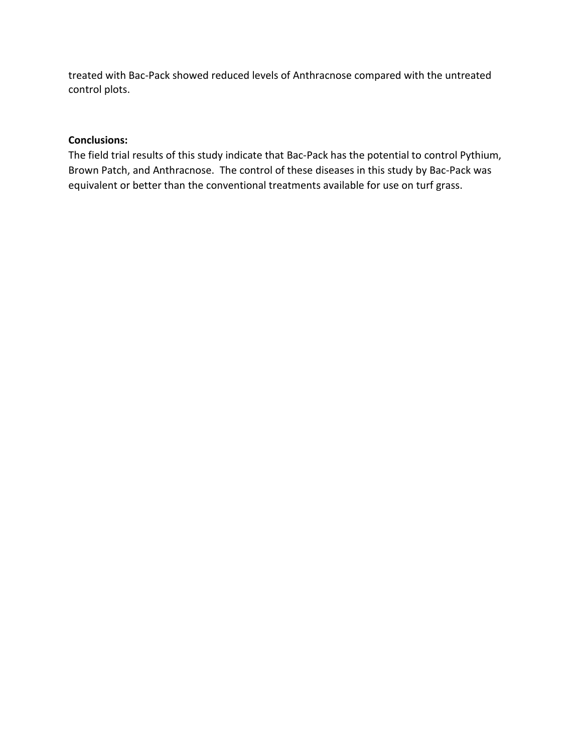treated with Bac-Pack showed reduced levels of Anthracnose compared with the untreated control plots.

**Conclusions:**

The field trial results of this study indicate that Bac-Pack has the potential to control Pythium, Brown Patch, and Anthracnose. The control of these diseases in this study by Bac-Pack was equivalent or better than the conventional treatments available for use on turf grass.